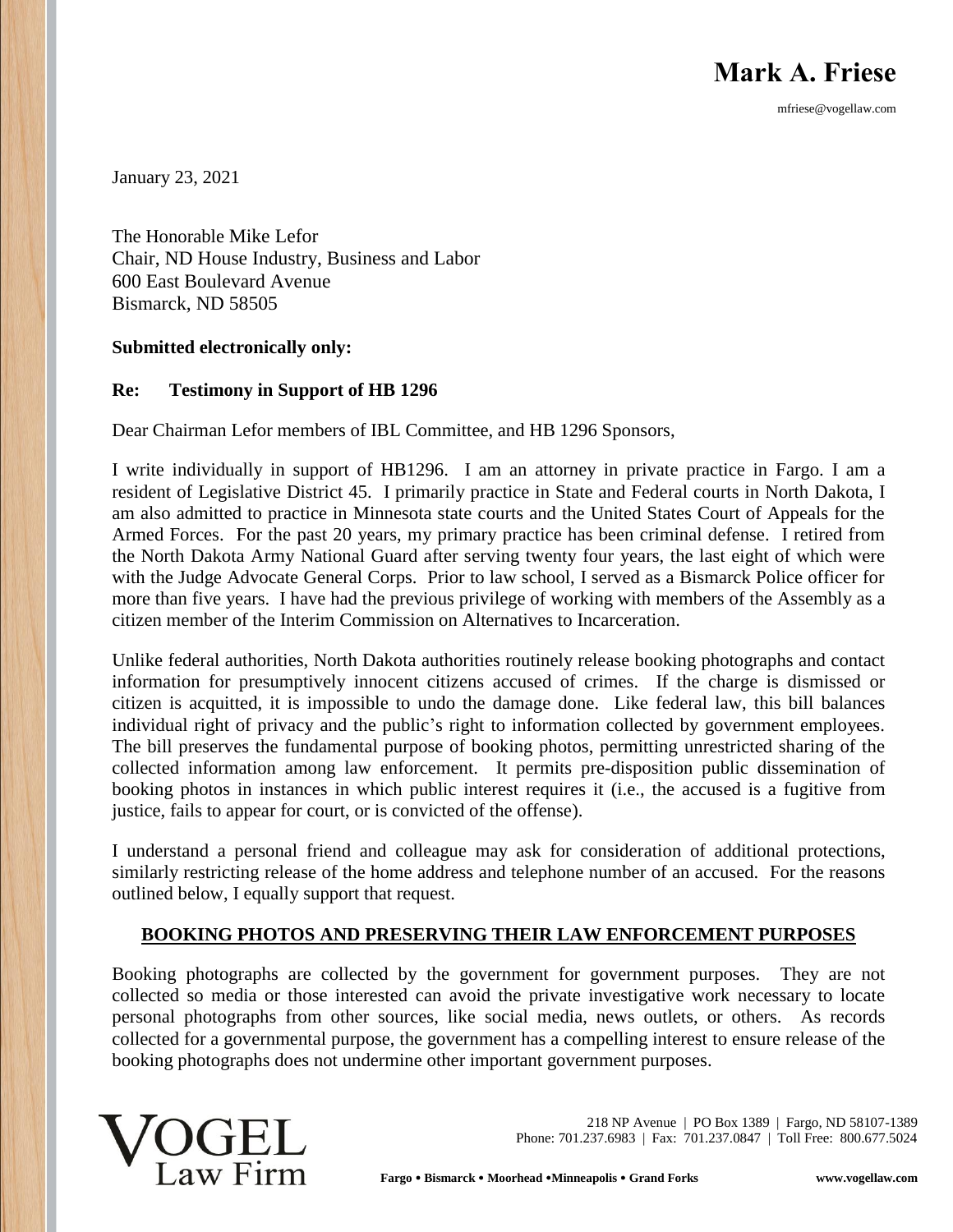# Mark A. Friese

mfriese@vogellaw.com

January 23, 2021

The Honorable Mike Lefor
Chair, ND House Industry, Business and Labor
600 East Boulevard Avenue
Bismarck, ND 58505

**Submitted electronically only:**

**Re: Testimony in Support of HB 1296**

Dear Chairman Lefor members of IBL Committee, and HB 1296 Sponsors,

I write individually in support of HB1296. I am an attorney in private practice in Fargo. I am a resident of Legislative District 45. I primarily practice in State and Federal courts in North Dakota, I am also admitted to practice in Minnesota state courts and the United States Court of Appeals for the Armed Forces. For the past 20 years, my primary practice has been criminal defense. I retired from the North Dakota Army National Guard after serving twenty four years, the last eight of which were with the Judge Advocate General Corps. Prior to law school, I served as a Bismarck Police officer for more than five years. I have had the previous privilege of working with members of the Assembly as a citizen member of the Interim Commission on Alternatives to Incarceration.

Unlike federal authorities, North Dakota authorities routinely release booking photographs and contact information for presumptively innocent citizens accused of crimes. If the charge is dismissed or citizen is acquitted, it is impossible to undo the damage done. Like federal law, this bill balances individual right of privacy and the public's right to information collected by government employees. The bill preserves the fundamental purpose of booking photos, permitting unrestricted sharing of the collected information among law enforcement. It permits pre-disposition public dissemination of booking photos in instances in which public interest requires it (i.e., the accused is a fugitive from justice, fails to appear for court, or is convicted of the offense).

I understand a personal friend and colleague may ask for consideration of additional protections, similarly restricting release of the home address and telephone number of an accused. For the reasons outlined below, I equally support that request.

## BOOKING PHOTOS AND PRESERVING THEIR LAW ENFORCEMENT PURPOSES

Booking photographs are collected by the government for government purposes. They are not collected so media or those interested can avoid the private investigative work necessary to locate personal photographs from other sources, like social media, news outlets, or others. As records collected for a governmental purpose, the government has a compelling interest to ensure release of the booking photographs does not undermine other important government purposes.

VOGEL Law Firm

218 NP Avenue | PO Box 1389 | Fargo, ND 58107-1389
Phone: 701.237.6983 | Fax: 701.237.0847 | Toll Free: 800.677.5024

Fargo • Bismarck • Moorhead • Minneapolis • Grand Forks www.vogellaw.com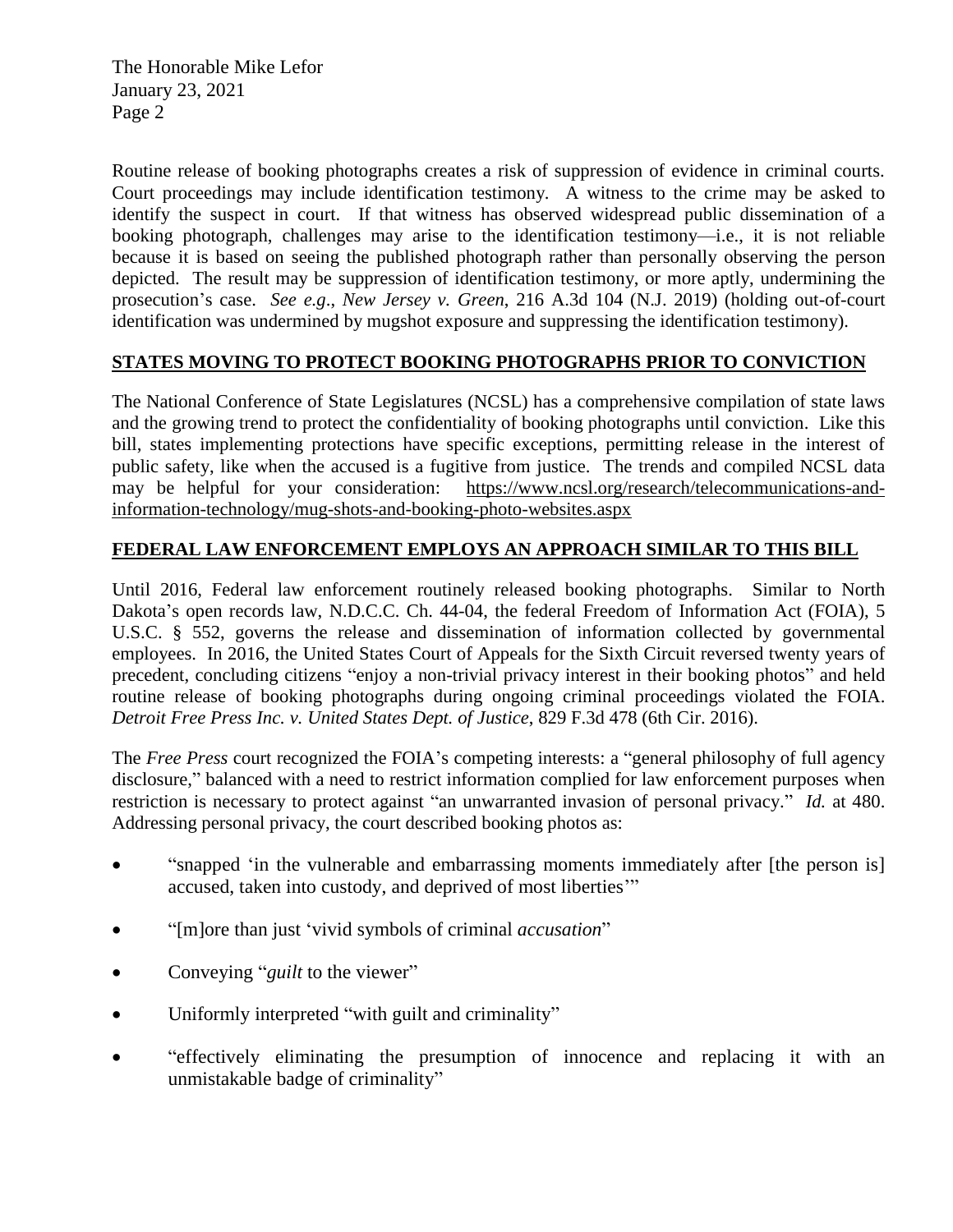Routine release of booking photographs creates a risk of suppression of evidence in criminal courts. Court proceedings may include identification testimony. A witness to the crime may be asked to identify the suspect in court. If that witness has observed widespread public dissemination of a booking photograph, challenges may arise to the identification testimony—i.e., it is not reliable because it is based on seeing the published photograph rather than personally observing the person depicted. The result may be suppression of identification testimony, or more aptly, undermining the prosecution's case. *See e.g*., *New Jersey v. Green*, 216 A.3d 104 (N.J. 2019) (holding out-of-court identification was undermined by mugshot exposure and suppressing the identification testimony).

## **STATES MOVING TO PROTECT BOOKING PHOTOGRAPHS PRIOR TO CONVICTION**

The National Conference of State Legislatures (NCSL) has a comprehensive compilation of state laws and the growing trend to protect the confidentiality of booking photographs until conviction. Like this bill, states implementing protections have specific exceptions, permitting release in the interest of public safety, like when the accused is a fugitive from justice. The trends and compiled NCSL data may be helpful for your consideration: https://www.ncsl.org/research/telecommunications-and-information-technology/mug-shots-and-booking-photo-websites.aspx

## **FEDERAL LAW ENFORCEMENT EMPLOYS AN APPROACH SIMILAR TO THIS BILL**

Until 2016, Federal law enforcement routinely released booking photographs. Similar to North Dakota's open records law, N.D.C.C. Ch. 44-04, the federal Freedom of Information Act (FOIA), 5 U.S.C. § 552, governs the release and dissemination of information collected by governmental employees. In 2016, the United States Court of Appeals for the Sixth Circuit reversed twenty years of precedent, concluding citizens "enjoy a non-trivial privacy interest in their booking photos" and held routine release of booking photographs during ongoing criminal proceedings violated the FOIA. *Detroit Free Press Inc. v. United States Dept. of Justice*, 829 F.3d 478 (6th Cir. 2016).

The *Free Press* court recognized the FOIA's competing interests: a "general philosophy of full agency disclosure," balanced with a need to restrict information complied for law enforcement purposes when restriction is necessary to protect against "an unwarranted invasion of personal privacy." *Id.* at 480. Addressing personal privacy, the court described booking photos as:

- "snapped 'in the vulnerable and embarrassing moments immediately after [the person is] accused, taken into custody, and deprived of most liberties'"
- "[m]ore than just 'vivid symbols of criminal *accusation*"
- Conveying "*guilt* to the viewer"
- Uniformly interpreted "with guilt and criminality"
- "effectively eliminating the presumption of innocence and replacing it with an unmistakable badge of criminality"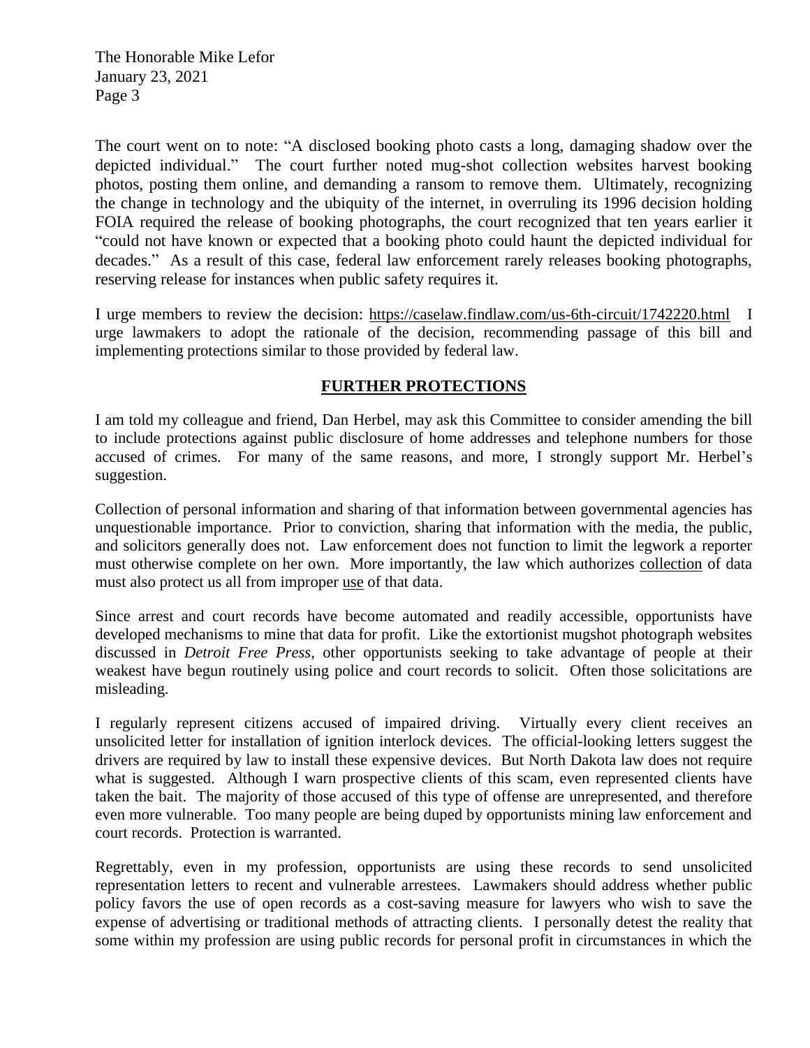The court went on to note: "A disclosed booking photo casts a long, damaging shadow over the depicted individual." The court further noted mug-shot collection websites harvest booking photos, posting them online, and demanding a ransom to remove them. Ultimately, recognizing the change in technology and the ubiquity of the internet, in overruling its 1996 decision holding FOIA required the release of booking photographs, the court recognized that ten years earlier it "could not have known or expected that a booking photo could haunt the depicted individual for decades." As a result of this case, federal law enforcement rarely releases booking photographs, reserving release for instances when public safety requires it.

I urge members to review the decision: https://caselaw.findlaw.com/us-6th-circuit/1742220.html I urge lawmakers to adopt the rationale of the decision, recommending passage of this bill and implementing protections similar to those provided by federal law.

## FURTHER PROTECTIONS

I am told my colleague and friend, Dan Herbel, may ask this Committee to consider amending the bill to include protections against public disclosure of home addresses and telephone numbers for those accused of crimes. For many of the same reasons, and more, I strongly support Mr. Herbel's suggestion.

Collection of personal information and sharing of that information between governmental agencies has unquestionable importance. Prior to conviction, sharing that information with the media, the public, and solicitors generally does not. Law enforcement does not function to limit the legwork a reporter must otherwise complete on her own. More importantly, the law which authorizes collection of data must also protect us all from improper use of that data.

Since arrest and court records have become automated and readily accessible, opportunists have developed mechanisms to mine that data for profit. Like the extortionist mugshot photograph websites discussed in *Detroit Free Press*, other opportunists seeking to take advantage of people at their weakest have begun routinely using police and court records to solicit. Often those solicitations are misleading.

I regularly represent citizens accused of impaired driving. Virtually every client receives an unsolicited letter for installation of ignition interlock devices. The official-looking letters suggest the drivers are required by law to install these expensive devices. But North Dakota law does not require what is suggested. Although I warn prospective clients of this scam, even represented clients have taken the bait. The majority of those accused of this type of offense are unrepresented, and therefore even more vulnerable. Too many people are being duped by opportunists mining law enforcement and court records. Protection is warranted.

Regrettably, even in my profession, opportunists are using these records to send unsolicited representation letters to recent and vulnerable arrestees. Lawmakers should address whether public policy favors the use of open records as a cost-saving measure for lawyers who wish to save the expense of advertising or traditional methods of attracting clients. I personally detest the reality that some within my profession are using public records for personal profit in circumstances in which the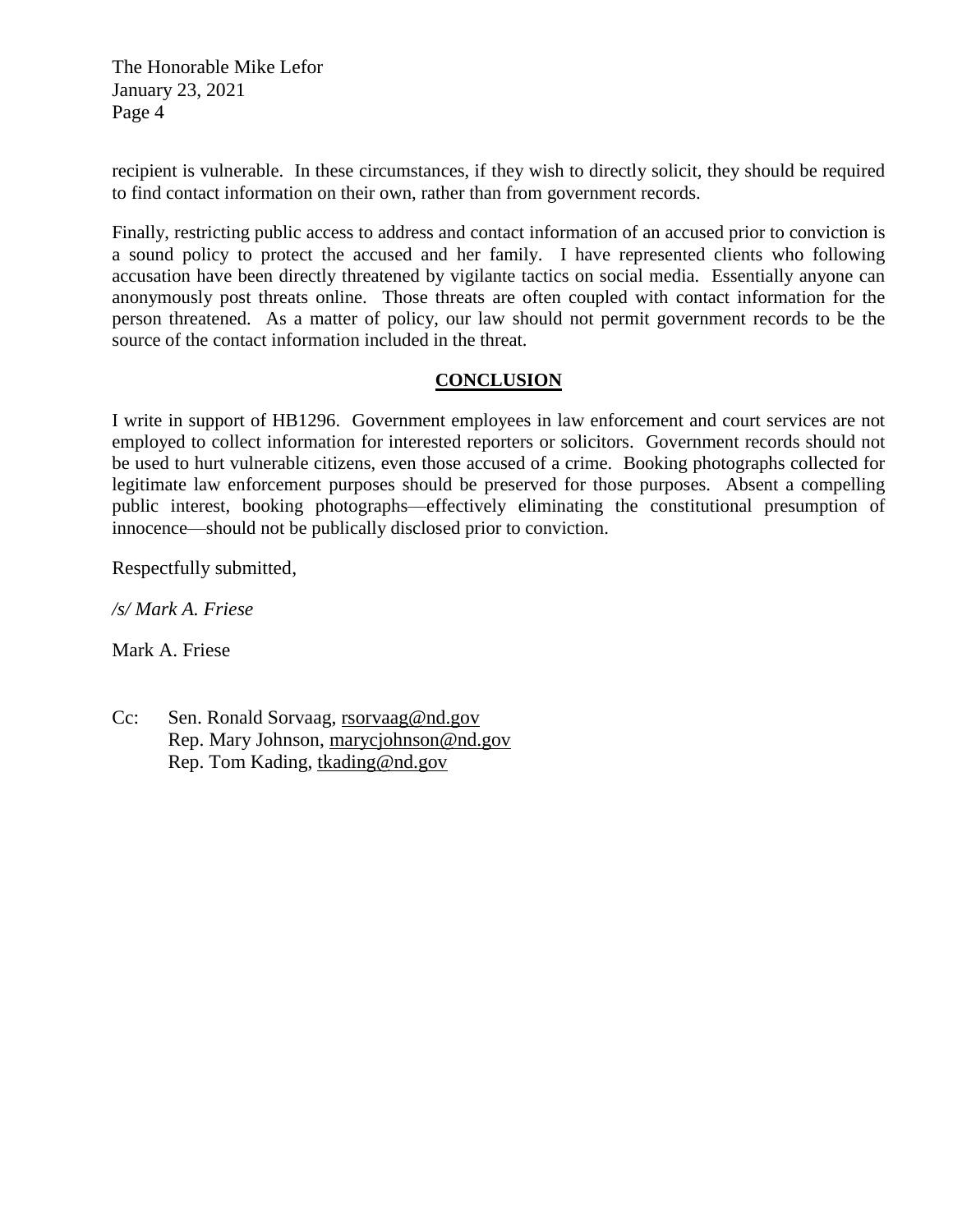recipient is vulnerable. In these circumstances, if they wish to directly solicit, they should be required to find contact information on their own, rather than from government records.

Finally, restricting public access to address and contact information of an accused prior to conviction is a sound policy to protect the accused and her family. I have represented clients who following accusation have been directly threatened by vigilante tactics on social media. Essentially anyone can anonymously post threats online. Those threats are often coupled with contact information for the person threatened. As a matter of policy, our law should not permit government records to be the source of the contact information included in the threat.

## **CONCLUSION**

I write in support of HB1296. Government employees in law enforcement and court services are not employed to collect information for interested reporters or solicitors. Government records should not be used to hurt vulnerable citizens, even those accused of a crime. Booking photographs collected for legitimate law enforcement purposes should be preserved for those purposes. Absent a compelling public interest, booking photographs—effectively eliminating the constitutional presumption of innocence—should not be publically disclosed prior to conviction.

Respectfully submitted,

*/s/ Mark A. Friese*

Mark A. Friese

Cc: Sen. Ronald Sorvaag, rsorvaag@nd.gov
Rep. Mary Johnson, marycjohnson@nd.gov
Rep. Tom Kading, tkading@nd.gov